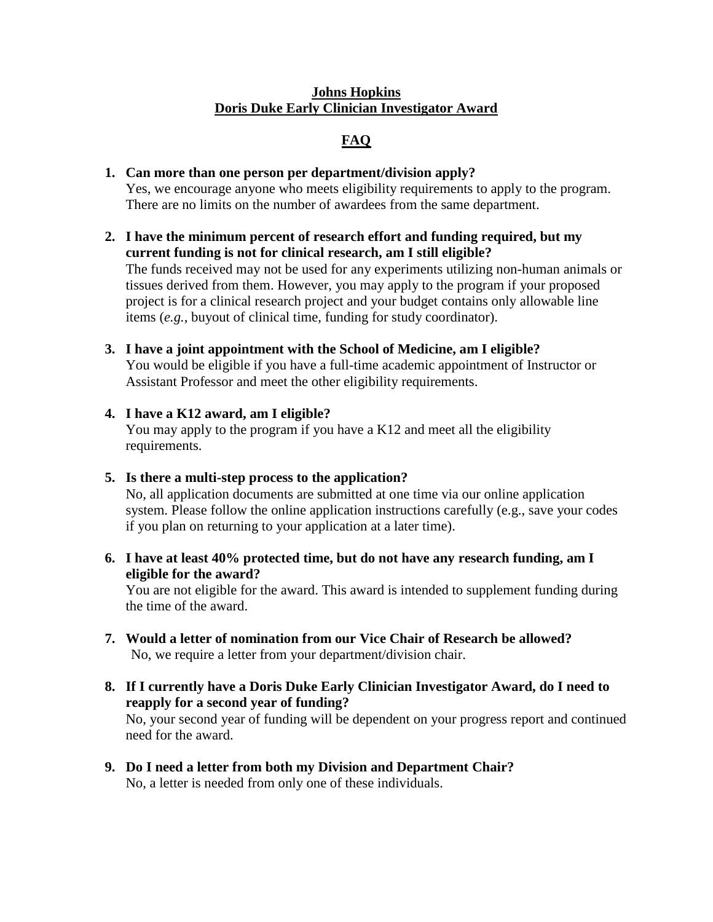**Johns Hopkins**
**Doris Duke Early Clinician Investigator Award**

**FAQ**

1. **Can more than one person per department/division apply?**
   Yes, we encourage anyone who meets eligibility requirements to apply to the program. There are no limits on the number of awardees from the same department.

2. **I have the minimum percent of research effort and funding required, but my current funding is not for clinical research, am I still eligible?**
   The funds received may not be used for any experiments utilizing non-human animals or tissues derived from them. However, you may apply to the program if your proposed project is for a clinical research project and your budget contains only allowable line items (*e.g.*, buyout of clinical time, funding for study coordinator).

3. **I have a joint appointment with the School of Medicine, am I eligible?**
   You would be eligible if you have a full-time academic appointment of Instructor or Assistant Professor and meet the other eligibility requirements.

4. **I have a K12 award, am I eligible?**
   You may apply to the program if you have a K12 and meet all the eligibility requirements.

5. **Is there a multi-step process to the application?**
   No, all application documents are submitted at one time via our online application system. Please follow the online application instructions carefully (e.g., save your codes if you plan on returning to your application at a later time).

6. **I have at least 40% protected time, but do not have any research funding, am I eligible for the award?**
   You are not eligible for the award. This award is intended to supplement funding during the time of the award.

7. **Would a letter of nomination from our Vice Chair of Research be allowed?**
   No, we require a letter from your department/division chair.

8. **If I currently have a Doris Duke Early Clinician Investigator Award, do I need to reapply for a second year of funding?**
   No, your second year of funding will be dependent on your progress report and continued need for the award.

9. **Do I need a letter from both my Division and Department Chair?**
   No, a letter is needed from only one of these individuals.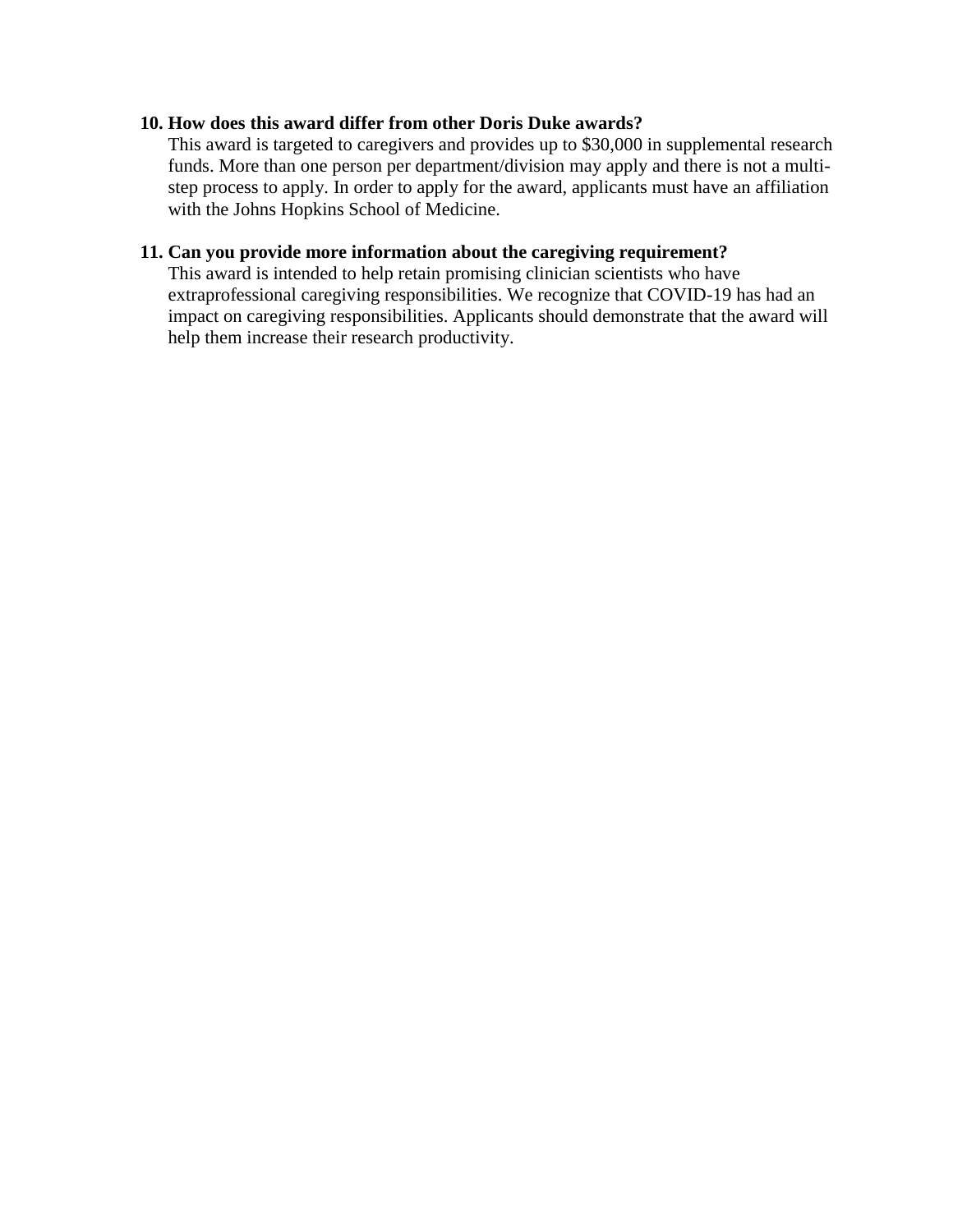10. **How does this award differ from other Doris Duke awards?**
    This award is targeted to caregivers and provides up to $30,000 in supplemental research funds. More than one person per department/division may apply and there is not a multi-step process to apply. In order to apply for the award, applicants must have an affiliation with the Johns Hopkins School of Medicine.

11. **Can you provide more information about the caregiving requirement?**
    This award is intended to help retain promising clinician scientists who have extraprofessional caregiving responsibilities. We recognize that COVID-19 has had an impact on caregiving responsibilities. Applicants should demonstrate that the award will help them increase their research productivity.